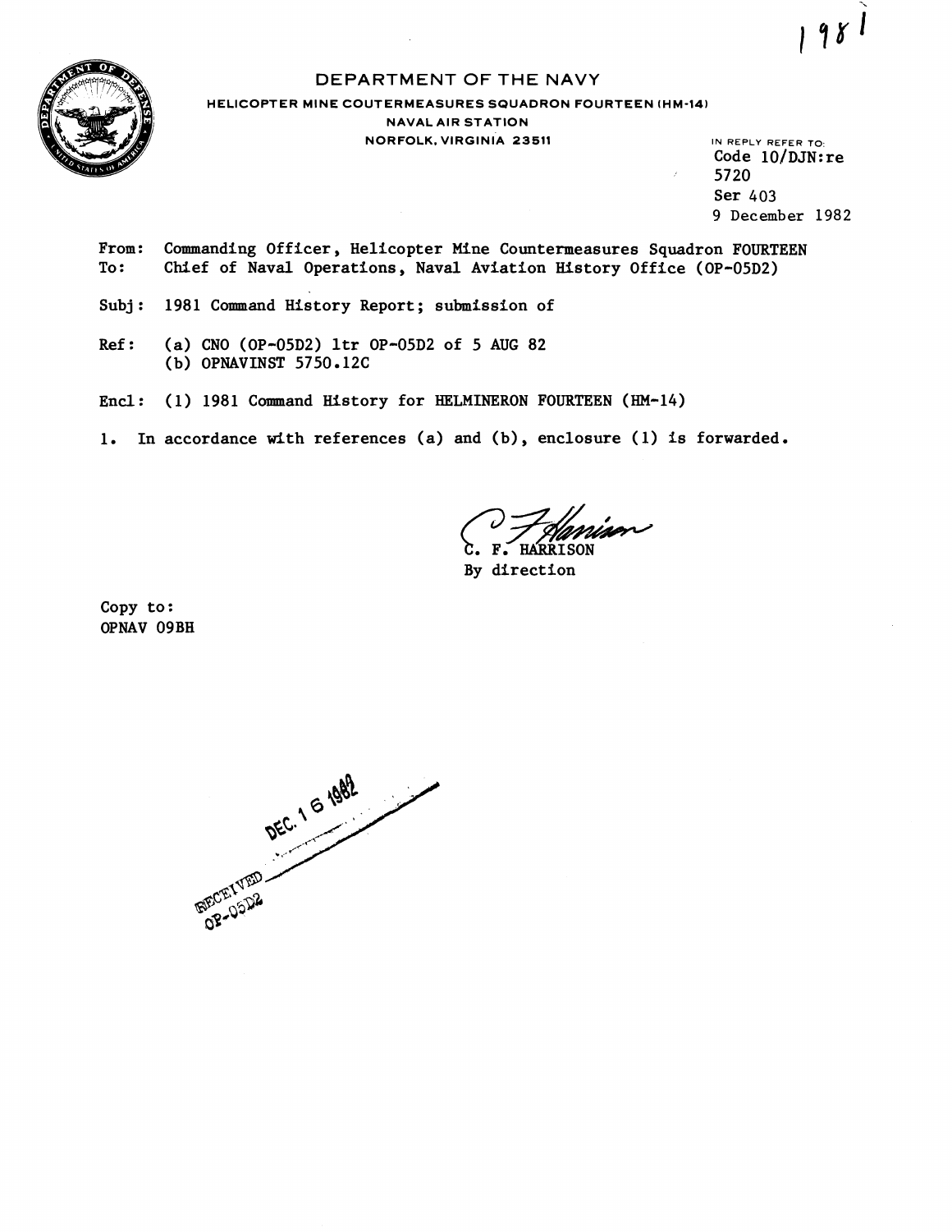1981

# DEPARTMENT OF THE NAVY

**HELICOPTER MINE COUTERMEASURES SQUADRON FOURTEEN (HM-14)**
**NAVAL AIR STATION**
**NORFOLK, VIRGINIA 23511**

IN REPLY REFER TO:
Code 10/DJN:re
5720
Ser 403
9 December 1982

From: Commanding Officer, Helicopter Mine Countermeasures Squadron FOURTEEN
To: Chief of Naval Operations, Naval Aviation History Office (OP-05D2)

Subj: 1981 Command History Report; submission of

Ref: (a) CNO (OP-05D2) ltr OP-05D2 of 5 AUG 82
(b) OPNAVINST 5750.12C

Encl: (1) 1981 Command History for HELMINERON FOURTEEN (HM-14)

1. In accordance with references (a) and (b), enclosure (1) is forwarded.

C. F. HARRISON
By direction

Copy to:
OPNAV 09BH

RECEIVED OP-05D2 DEC. 16 1982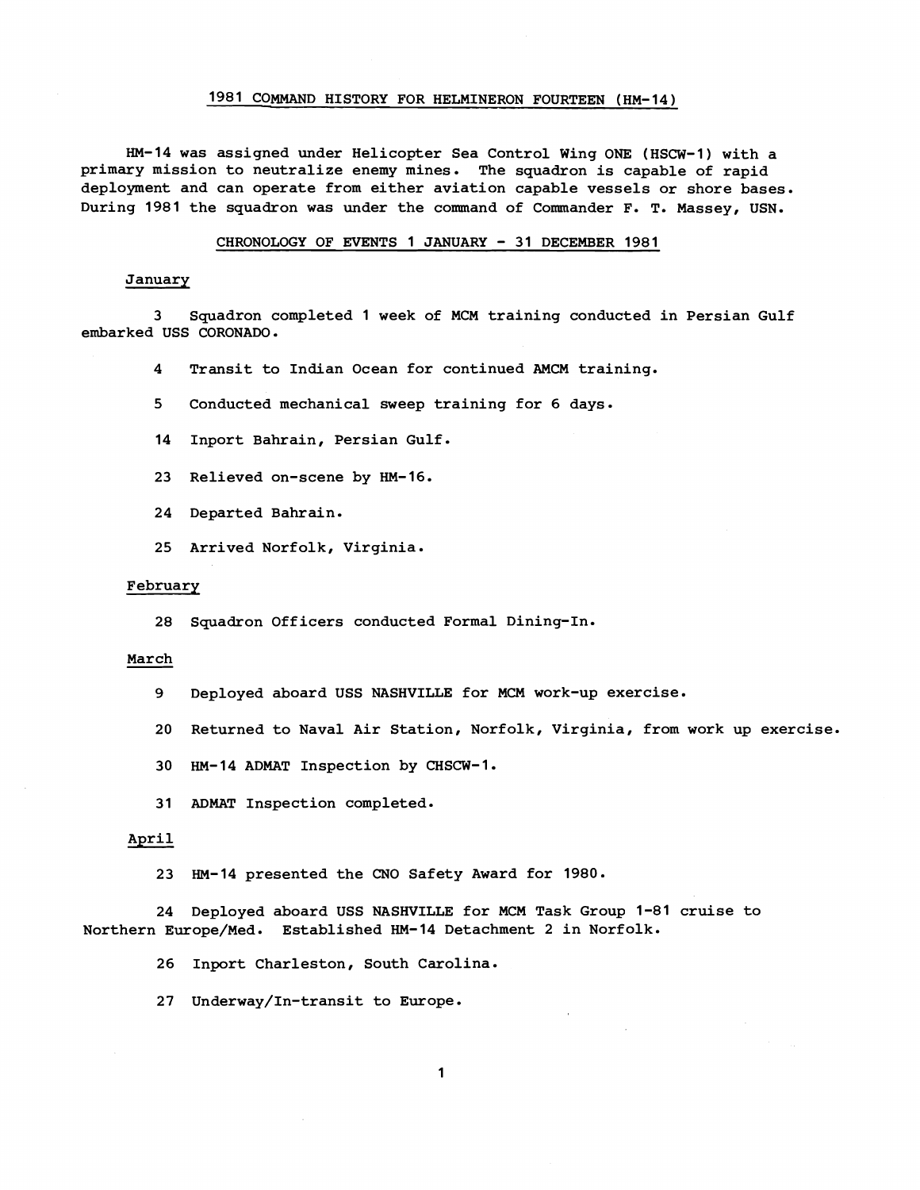# 1981 COMMAND HISTORY FOR HELMINERON FOURTEEN (HM-14)

HM-14 was assigned under Helicopter Sea Control Wing ONE (HSCW-1) with a primary mission to neutralize enemy mines. The squadron is capable of rapid deployment and can operate from either aviation capable vessels or shore bases. During 1981 the squadron was under the command of Commander F. T. Massey, USN.

## CHRONOLOGY OF EVENTS 1 JANUARY - 31 DECEMBER 1981

### January

3 Squadron completed 1 week of MCM training conducted in Persian Gulf embarked USS CORONADO.

4 Transit to Indian Ocean for continued AMCM training.

5 Conducted mechanical sweep training for 6 days.

14 Inport Bahrain, Persian Gulf.

23 Relieved on-scene by HM-16.

24 Departed Bahrain.

25 Arrived Norfolk, Virginia.

### February

28 Squadron Officers conducted Formal Dining-In.

### March

9 Deployed aboard USS NASHVILLE for MCM work-up exercise.

20 Returned to Naval Air Station, Norfolk, Virginia, from work up exercise.

30 HM-14 ADMAT Inspection by CHSCW-1.

31 ADMAT Inspection completed.

### April

23 HM-14 presented the CNO Safety Award for 1980.

24 Deployed aboard USS NASHVILLE for MCM Task Group 1-81 cruise to Northern Europe/Med. Established HM-14 Detachment 2 in Norfolk.

26 Inport Charleston, South Carolina.

27 Underway/In-transit to Europe.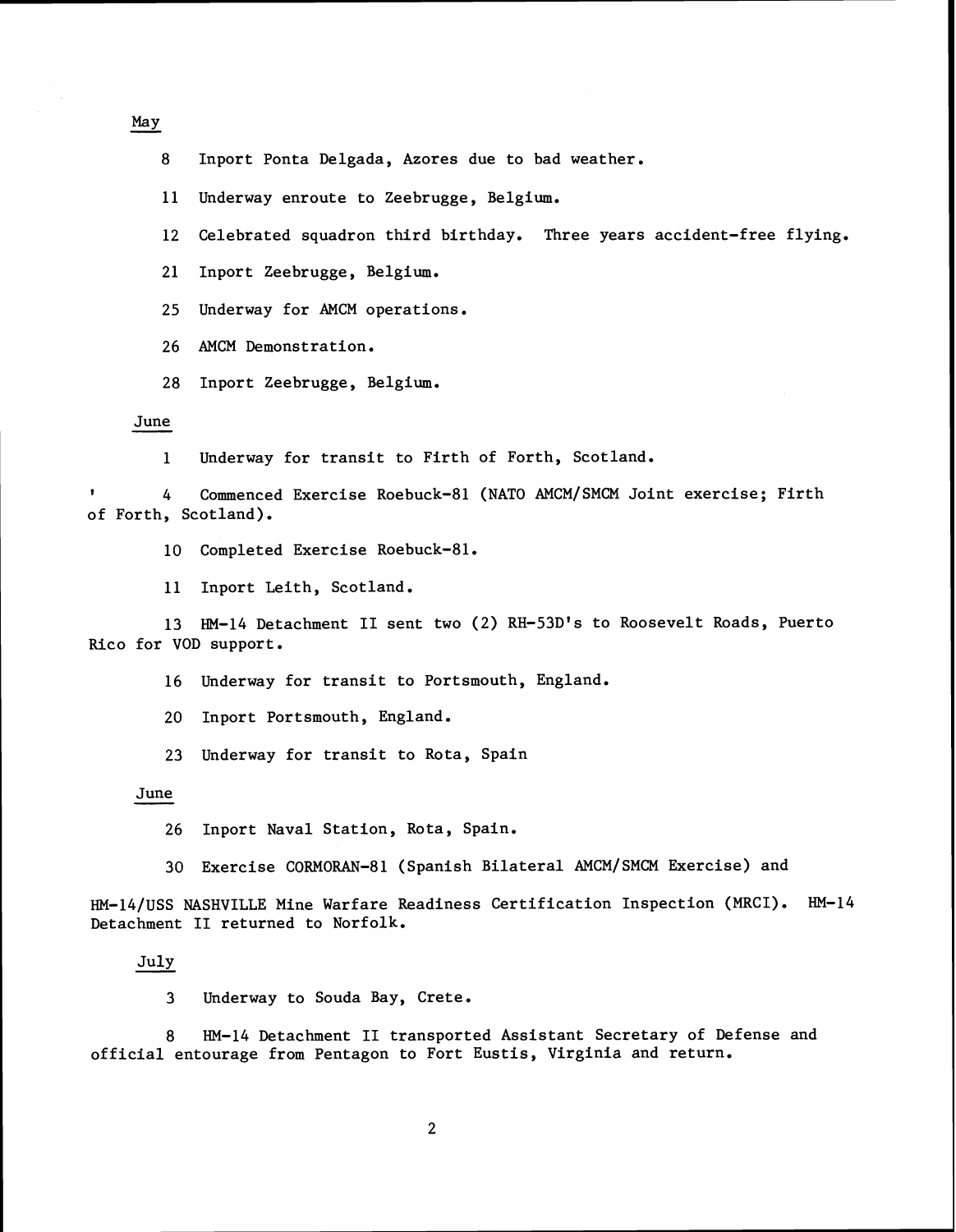May

8 Inport Ponta Delgada, Azores due to bad weather.

11 Underway enroute to Zeebrugge, Belgium.

12 Celebrated squadron third birthday. Three years accident-free flying.

21 Inport Zeebrugge, Belgium.

25 Underway for AMCM operations.

26 AMCM Demonstration.

28 Inport Zeebrugge, Belgium.

June

1 Underway for transit to Firth of Forth, Scotland.

4 Commenced Exercise Roebuck-81 (NATO AMCM/SMCM Joint exercise; Firth of Forth, Scotland).

10 Completed Exercise Roebuck-81.

11 Inport Leith, Scotland.

13 HM-14 Detachment II sent two (2) RH-53D's to Roosevelt Roads, Puerto Rico for VOD support.

16 Underway for transit to Portsmouth, England.

20 Inport Portsmouth, England.

23 Underway for transit to Rota, Spain

June

26 Inport Naval Station, Rota, Spain.

30 Exercise CORMORAN-81 (Spanish Bilateral AMCM/SMCM Exercise) and HM-14/USS NASHVILLE Mine Warfare Readiness Certification Inspection (MRCI). HM-14 Detachment II returned to Norfolk.

July

3 Underway to Souda Bay, Crete.

8 HM-14 Detachment II transported Assistant Secretary of Defense and official entourage from Pentagon to Fort Eustis, Virginia and return.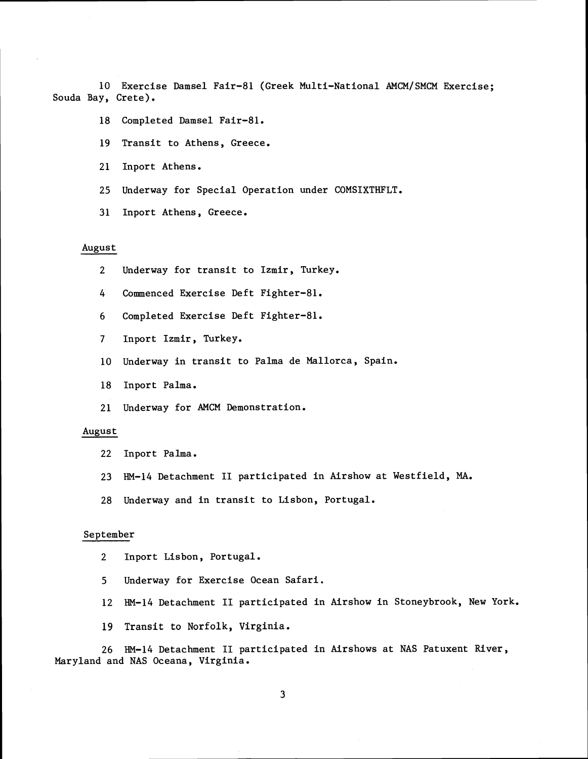10 Exercise Damsel Fair-81 (Greek Multi-National AMCM/SMCM Exercise; Souda Bay, Crete).

18 Completed Damsel Fair-81.

19 Transit to Athens, Greece.

21 Inport Athens.

25 Underway for Special Operation under COMSIXTHFLT.

31 Inport Athens, Greece.

<u>August</u>

2 Underway for transit to Izmir, Turkey.

4 Commenced Exercise Deft Fighter-81.

6 Completed Exercise Deft Fighter-81.

7 Inport Izmir, Turkey.

10 Underway in transit to Palma de Mallorca, Spain.

18 Inport Palma.

21 Underway for AMCM Demonstration.

<u>August</u>

22 Inport Palma.

23 HM-14 Detachment II participated in Airshow at Westfield, MA.

28 Underway and in transit to Lisbon, Portugal.

<u>September</u>

2 Inport Lisbon, Portugal.

5 Underway for Exercise Ocean Safari.

12 HM-14 Detachment II participated in Airshow in Stoneybrook, New York.

19 Transit to Norfolk, Virginia.

26 HM-14 Detachment II participated in Airshows at NAS Patuxent River, Maryland and NAS Oceana, Virginia.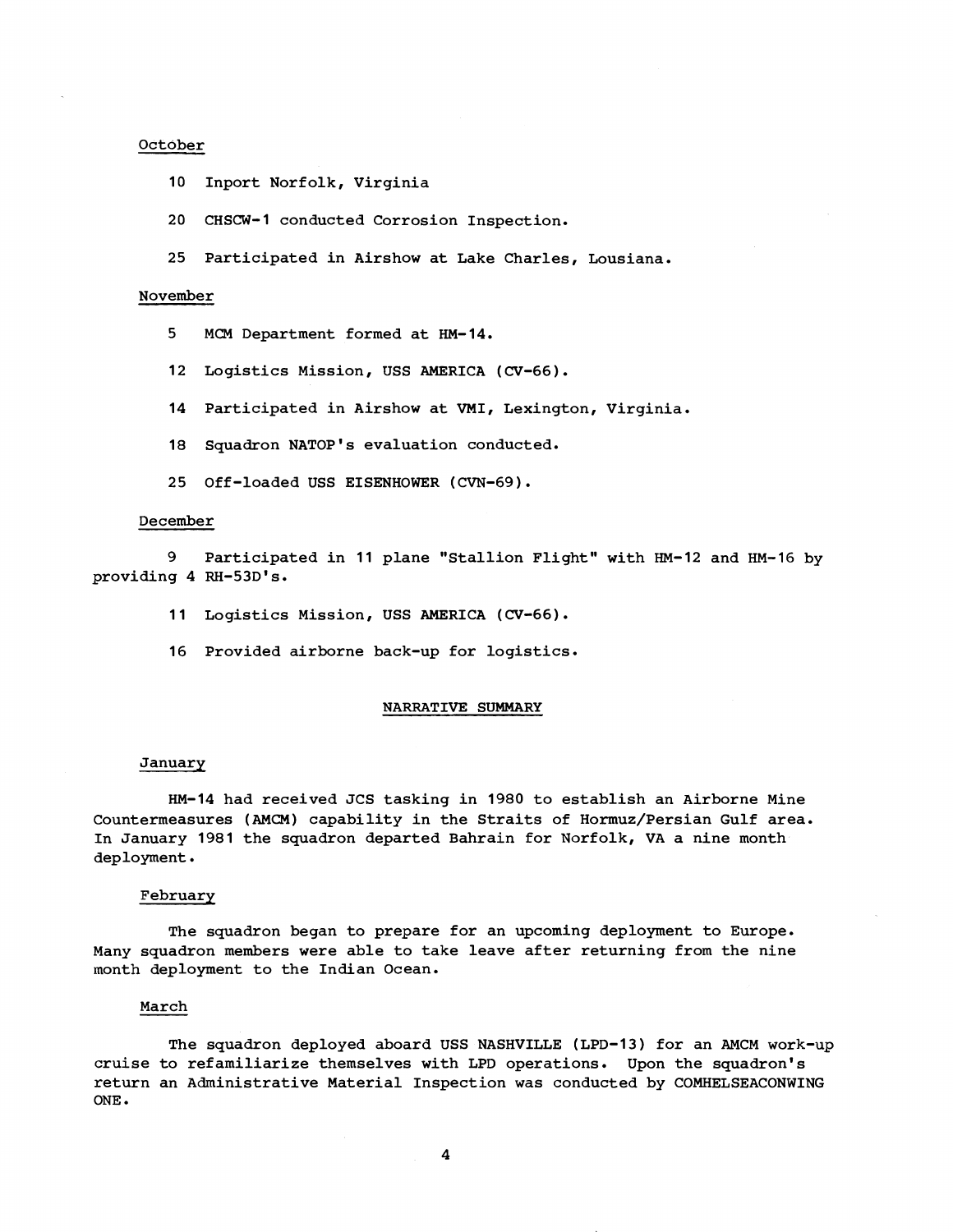October

10 Inport Norfolk, Virginia

20 CHSCW-1 conducted Corrosion Inspection.

25 Participated in Airshow at Lake Charles, Lousiana.

November

5 MCM Department formed at HM-14.

12 Logistics Mission, USS AMERICA (CV-66).

14 Participated in Airshow at VMI, Lexington, Virginia.

18 Squadron NATOP's evaluation conducted.

25 Off-loaded USS EISENHOWER (CVN-69).

December

9 Participated in 11 plane "Stallion Flight" with HM-12 and HM-16 by providing 4 RH-53D's.

11 Logistics Mission, USS AMERICA (CV-66).

16 Provided airborne back-up for logistics.

## NARRATIVE SUMMARY

January

HM-14 had received JCS tasking in 1980 to establish an Airborne Mine Countermeasures (AMCM) capability in the Straits of Hormuz/Persian Gulf area. In January 1981 the squadron departed Bahrain for Norfolk, VA a nine month deployment.

February

The squadron began to prepare for an upcoming deployment to Europe. Many squadron members were able to take leave after returning from the nine month deployment to the Indian Ocean.

March

The squadron deployed aboard USS NASHVILLE (LPD-13) for an AMCM work-up cruise to refamiliarize themselves with LPD operations. Upon the squadron's return an Administrative Material Inspection was conducted by COMHELSEACONWING ONE.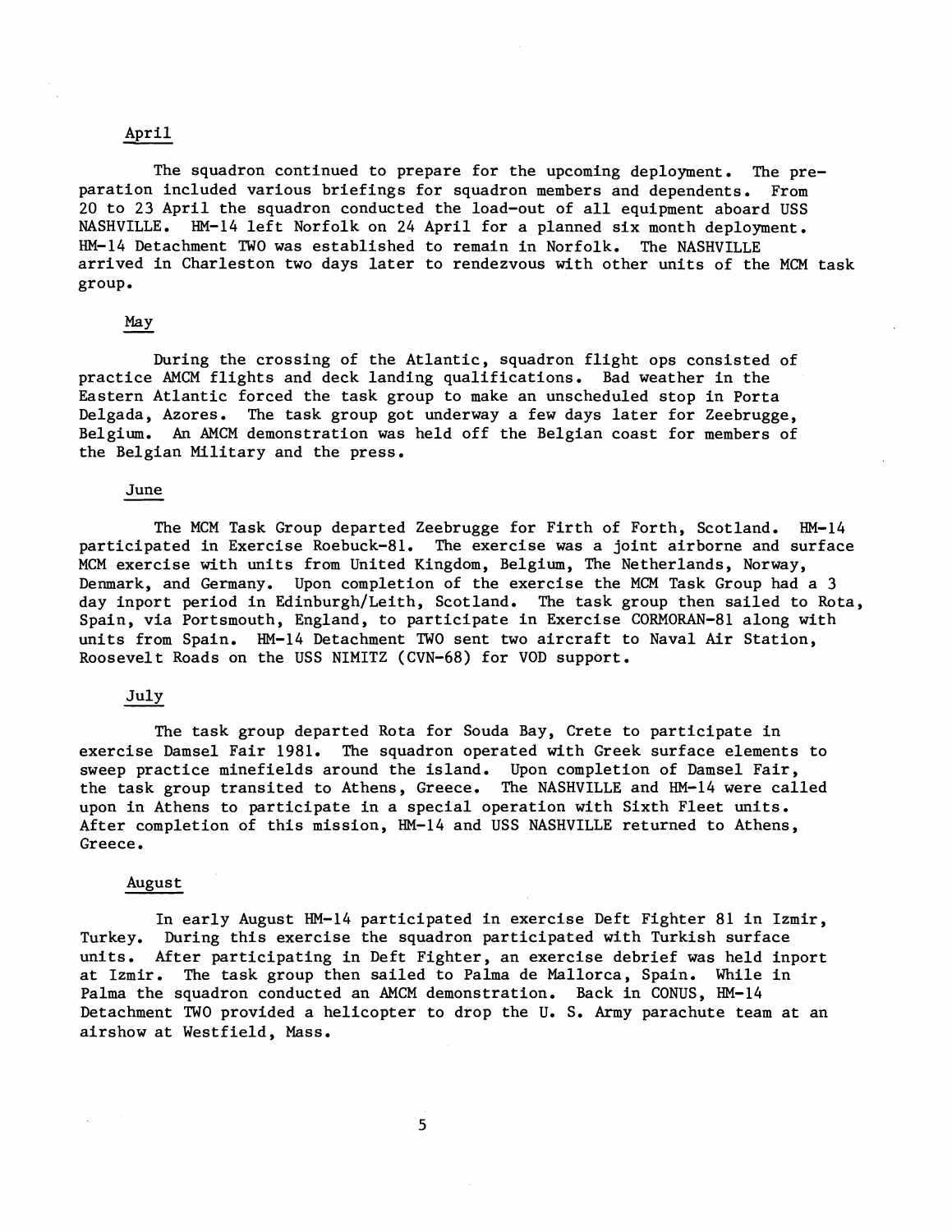## April

The squadron continued to prepare for the upcoming deployment. The preparation included various briefings for squadron members and dependents. From 20 to 23 April the squadron conducted the load-out of all equipment aboard USS NASHVILLE. HM-14 left Norfolk on 24 April for a planned six month deployment. HM-14 Detachment TWO was established to remain in Norfolk. The NASHVILLE arrived in Charleston two days later to rendezvous with other units of the MCM task group.

## May

During the crossing of the Atlantic, squadron flight ops consisted of practice AMCM flights and deck landing qualifications. Bad weather in the Eastern Atlantic forced the task group to make an unscheduled stop in Porta Delgada, Azores. The task group got underway a few days later for Zeebrugge, Belgium. An AMCM demonstration was held off the Belgian coast for members of the Belgian Military and the press.

## June

The MCM Task Group departed Zeebrugge for Firth of Forth, Scotland. HM-14 participated in Exercise Roebuck-81. The exercise was a joint airborne and surface MCM exercise with units from United Kingdom, Belgium, The Netherlands, Norway, Denmark, and Germany. Upon completion of the exercise the MCM Task Group had a 3 day inport period in Edinburgh/Leith, Scotland. The task group then sailed to Rota, Spain, via Portsmouth, England, to participate in Exercise CORMORAN-81 along with units from Spain. HM-14 Detachment TWO sent two aircraft to Naval Air Station, Roosevelt Roads on the USS NIMITZ (CVN-68) for VOD support.

## July

The task group departed Rota for Souda Bay, Crete to participate in exercise Damsel Fair 1981. The squadron operated with Greek surface elements to sweep practice minefields around the island. Upon completion of Damsel Fair, the task group transited to Athens, Greece. The NASHVILLE and HM-14 were called upon in Athens to participate in a special operation with Sixth Fleet units. After completion of this mission, HM-14 and USS NASHVILLE returned to Athens, Greece.

## August

In early August HM-14 participated in exercise Deft Fighter 81 in Izmir, Turkey. During this exercise the squadron participated with Turkish surface units. After participating in Deft Fighter, an exercise debrief was held inport at Izmir. The task group then sailed to Palma de Mallorca, Spain. While in Palma the squadron conducted an AMCM demonstration. Back in CONUS, HM-14 Detachment TWO provided a helicopter to drop the U. S. Army parachute team at an airshow at Westfield, Mass.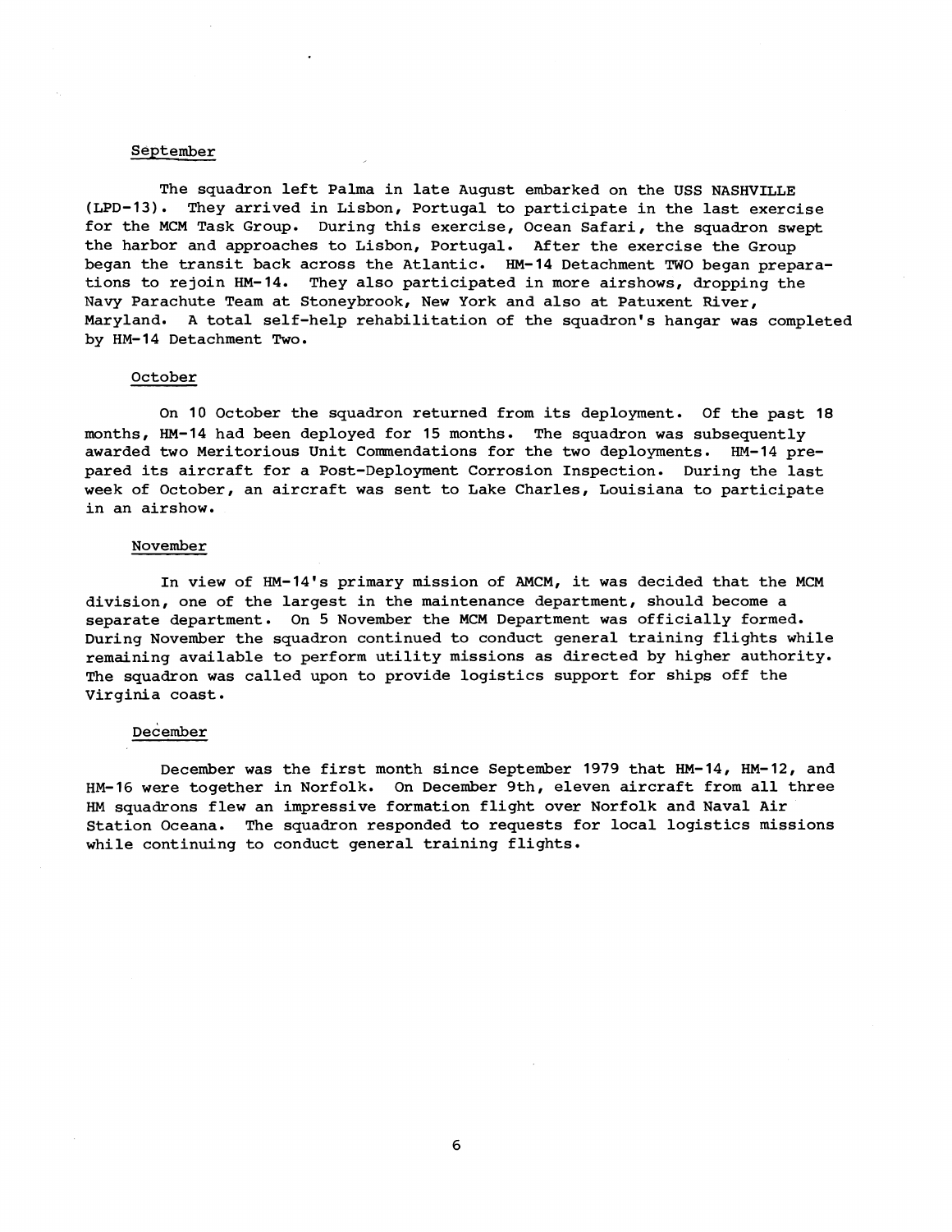<u>September</u>

The squadron left Palma in late August embarked on the USS NASHVILLE (LPD-13). They arrived in Lisbon, Portugal to participate in the last exercise for the MCM Task Group. During this exercise, Ocean Safari, the squadron swept the harbor and approaches to Lisbon, Portugal. After the exercise the Group began the transit back across the Atlantic. HM-14 Detachment TWO began preparations to rejoin HM-14. They also participated in more airshows, dropping the Navy Parachute Team at Stoneybrook, New York and also at Patuxent River, Maryland. A total self-help rehabilitation of the squadron's hangar was completed by HM-14 Detachment Two.

<u>October</u>

On 10 October the squadron returned from its deployment. Of the past 18 months, HM-14 had been deployed for 15 months. The squadron was subsequently awarded two Meritorious Unit Commendations for the two deployments. HM-14 prepared its aircraft for a Post-Deployment Corrosion Inspection. During the last week of October, an aircraft was sent to Lake Charles, Louisiana to participate in an airshow.

<u>November</u>

In view of HM-14's primary mission of AMCM, it was decided that the MCM division, one of the largest in the maintenance department, should become a separate department. On 5 November the MCM Department was officially formed. During November the squadron continued to conduct general training flights while remaining available to perform utility missions as directed by higher authority. The squadron was called upon to provide logistics support for ships off the Virginia coast.

<u>December</u>

December was the first month since September 1979 that HM-14, HM-12, and HM-16 were together in Norfolk. On December 9th, eleven aircraft from all three HM squadrons flew an impressive formation flight over Norfolk and Naval Air Station Oceana. The squadron responded to requests for local logistics missions while continuing to conduct general training flights.